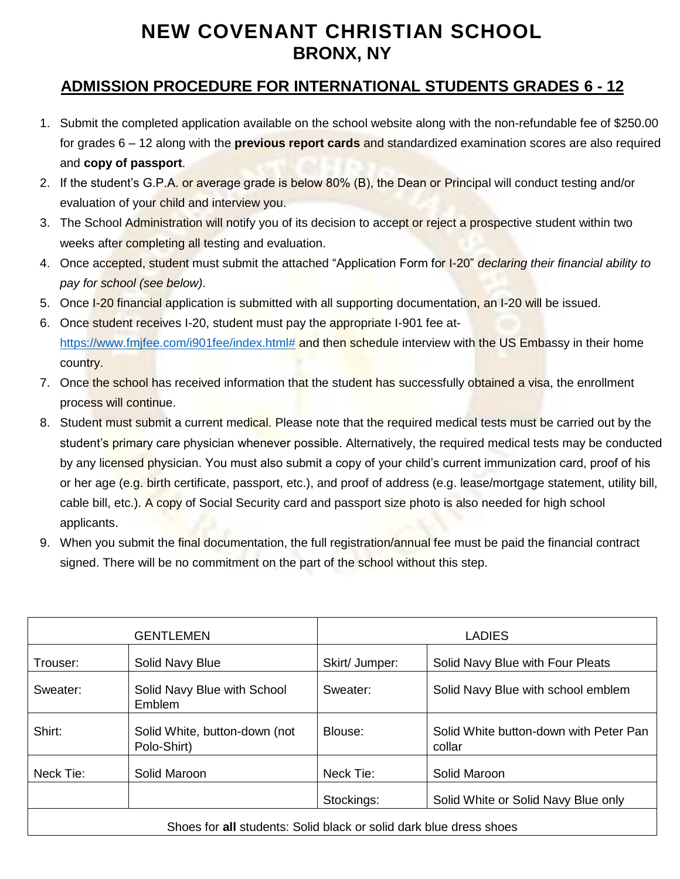# NEW COVENANT CHRISTIAN SCHOOL
## BRONX, NY

## ADMISSION PROCEDURE FOR INTERNATIONAL STUDENTS GRADES 6 - 12

1. Submit the completed application available on the school website along with the non-refundable fee of $250.00 for grades 6 – 12 along with the **previous report cards** and standardized examination scores are also required and **copy of passport**.
2. If the student's G.P.A. or average grade is below 80% (B), the Dean or Principal will conduct testing and/or evaluation of your child and interview you.
3. The School Administration will notify you of its decision to accept or reject a prospective student within two weeks after completing all testing and evaluation.
4. Once accepted, student must submit the attached "Application Form for I-20" *declaring their financial ability to pay for school (see below)*.
5. Once I-20 financial application is submitted with all supporting documentation, an I-20 will be issued.
6. Once student receives I-20, student must pay the appropriate I-901 fee at- https://www.fmjfee.com/i901fee/index.html# and then schedule interview with the US Embassy in their home country.
7. Once the school has received information that the student has successfully obtained a visa, the enrollment process will continue.
8. Student must submit a current medical. Please note that the required medical tests must be carried out by the student's primary care physician whenever possible. Alternatively, the required medical tests may be conducted by any licensed physician. You must also submit a copy of your child's current immunization card, proof of his or her age (e.g. birth certificate, passport, etc.), and proof of address (e.g. lease/mortgage statement, utility bill, cable bill, etc.). A copy of Social Security card and passport size photo is also needed for high school applicants.
9. When you submit the final documentation, the full registration/annual fee must be paid the financial contract signed. There will be no commitment on the part of the school without this step.

| GENTLEMEN | | LADIES | |
|---|---|---|---|
| Trouser: | Solid Navy Blue | Skirt/ Jumper: | Solid Navy Blue with Four Pleats |
| Sweater: | Solid Navy Blue with School Emblem | Sweater: | Solid Navy Blue with school emblem |
| Shirt: | Solid White, button-down (not Polo-Shirt) | Blouse: | Solid White button-down with Peter Pan collar |
| Neck Tie: | Solid Maroon | Neck Tie: | Solid Maroon |
| | | Stockings: | Solid White or Solid Navy Blue only |
| Shoes for **all** students: Solid black or solid dark blue dress shoes | | | |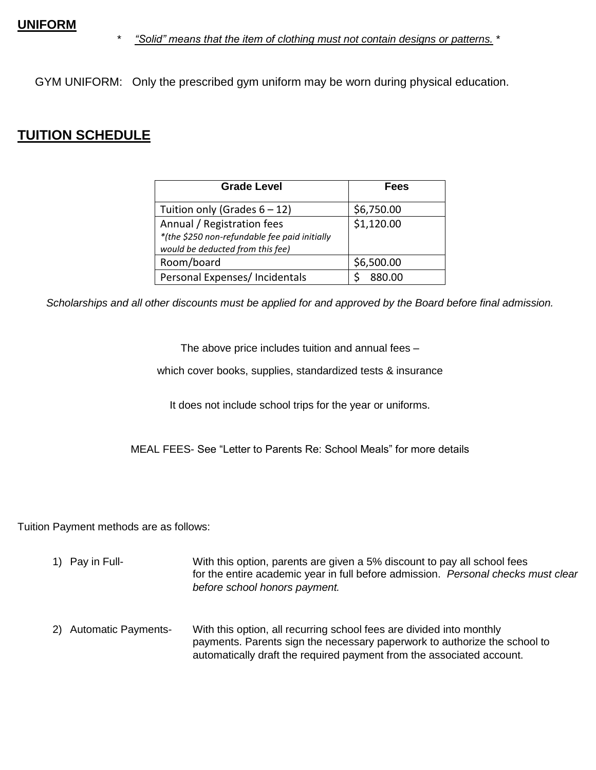## UNIFORM

*"Solid" means that the item of clothing must not contain designs or patterns.* *

GYM UNIFORM: Only the prescribed gym uniform may be worn during physical education.

## TUITION SCHEDULE

| Grade Level | Fees |
|---|---|
| Tuition only (Grades 6 – 12) | $6,750.00 |
| Annual / Registration fees<br>*\*(the $250 non-refundable fee paid initially would be deducted from this fee)* | $1,120.00 |
| Room/board | $6,500.00 |
| Personal Expenses/ Incidentals | $ 880.00 |

*Scholarships and all other discounts must be applied for and approved by the Board before final admission.*

The above price includes tuition and annual fees –

which cover books, supplies, standardized tests & insurance

It does not include school trips for the year or uniforms.

MEAL FEES- See "Letter to Parents Re: School Meals" for more details

Tuition Payment methods are as follows:

1) Pay in Full- With this option, parents are given a 5% discount to pay all school fees for the entire academic year in full before admission. *Personal checks must clear before school honors payment.*

2) Automatic Payments- With this option, all recurring school fees are divided into monthly payments. Parents sign the necessary paperwork to authorize the school to automatically draft the required payment from the associated account.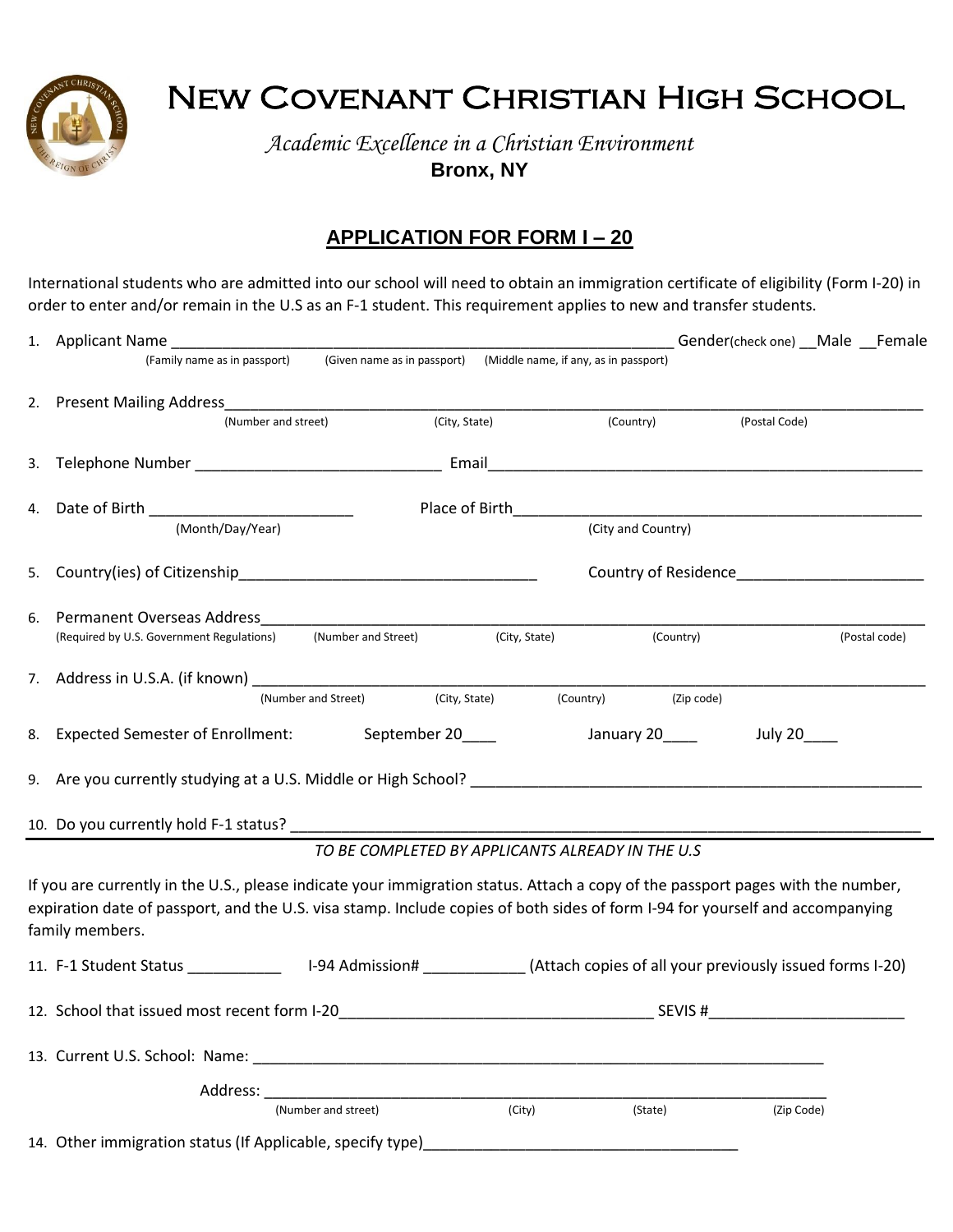# New Covenant Christian High School

*Academic Excellence in a Christian Environment*

**Bronx, NY**

## APPLICATION FOR FORM I – 20

International students who are admitted into our school will need to obtain an immigration certificate of eligibility (Form I-20) in order to enter and/or remain in the U.S as an F-1 student. This requirement applies to new and transfer students.

1. Applicant Name ___________________________________________ Gender(check one) __Male __Female
   (Family name as in passport) (Given name as in passport) (Middle name, if any, as in passport)

2. Present Mailing Address___________________________________________
   (Number and street) (City, State) (Country) (Postal Code)

3. Telephone Number ____________________________ Email____________________________

4. Date of Birth ______________________ Place of Birth____________________________
   (Month/Day/Year) (City and Country)

5. Country(ies) of Citizenship__________________________ Country of Residence____________________

6. Permanent Overseas Address___________________________________________
   (Required by U.S. Government Regulations) (Number and Street) (City, State) (Country) (Postal code)

7. Address in U.S.A. (if known) ___________________________________________
   (Number and Street) (City, State) (Country) (Zip code)

8. Expected Semester of Enrollment: September 20____ January 20____ July 20____

9. Are you currently studying at a U.S. Middle or High School? ____________________________

10. Do you currently hold F-1 status? ____________________________

*TO BE COMPLETED BY APPLICANTS ALREADY IN THE U.S*

If you are currently in the U.S., please indicate your immigration status. Attach a copy of the passport pages with the number, expiration date of passport, and the U.S. visa stamp. Include copies of both sides of form I-94 for yourself and accompanying family members.

11. F-1 Student Status __________ I-94 Admission# ___________ (Attach copies of all your previously issued forms I-20)

12. School that issued most recent form I-20______________________________ SEVIS #____________________

13. Current U.S. School: Name: ___________________________________________

    Address: ___________________________________________
    (Number and street) (City) (State) (Zip Code)

14. Other immigration status (If Applicable, specify type)______________________________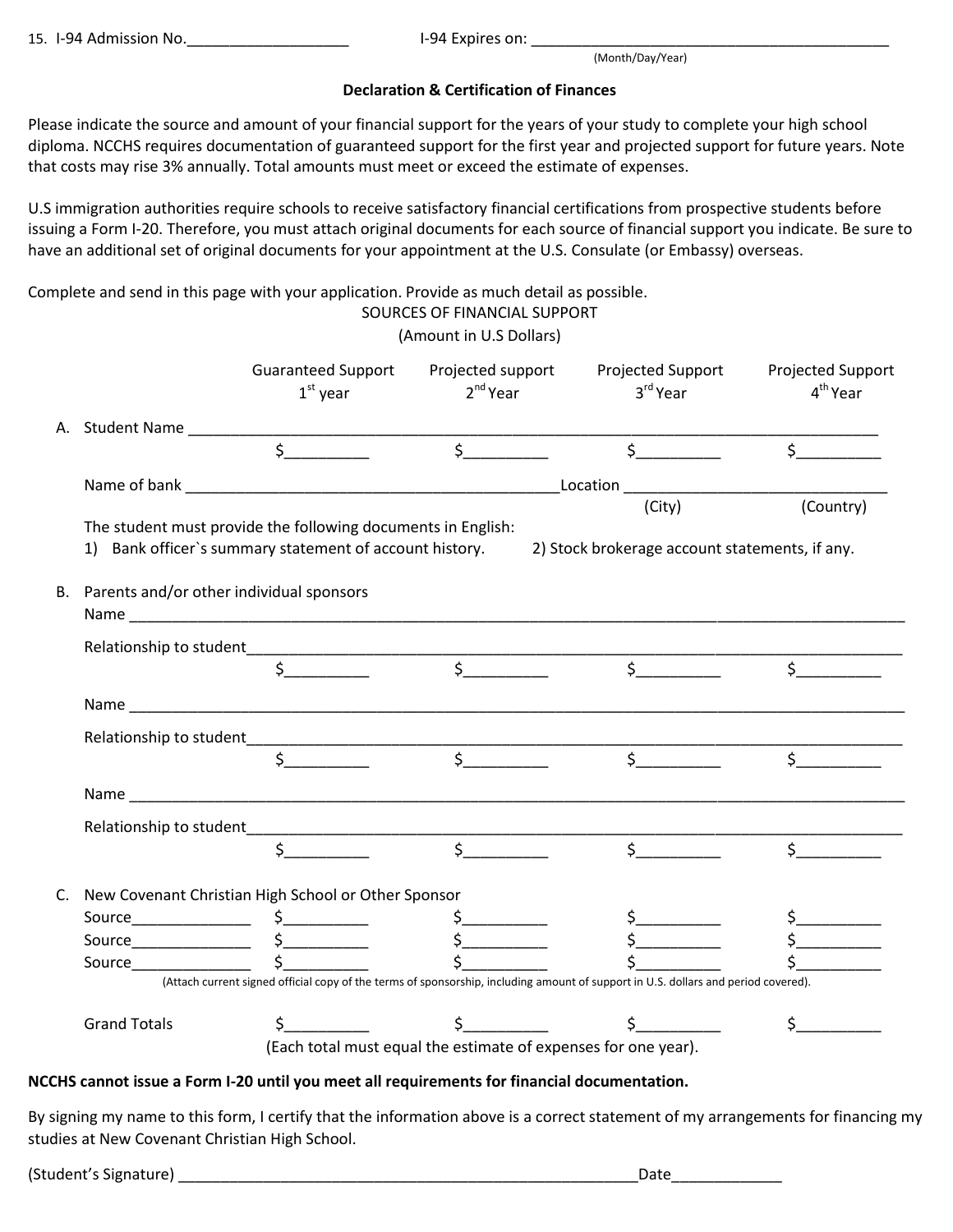15. I-94 Admission No.___________________ I-94 Expires on: ___________________________________________
(Month/Day/Year)

**Declaration & Certification of Finances**

Please indicate the source and amount of your financial support for the years of your study to complete your high school diploma. NCCHS requires documentation of guaranteed support for the first year and projected support for future years. Note that costs may rise 3% annually. Total amounts must meet or exceed the estimate of expenses.

U.S immigration authorities require schools to receive satisfactory financial certifications from prospective students before issuing a Form I-20. Therefore, you must attach original documents for each source of financial support you indicate. Be sure to have an additional set of original documents for your appointment at the U.S. Consulate (or Embassy) overseas.

Complete and send in this page with your application. Provide as much detail as possible.

SOURCES OF FINANCIAL SUPPORT
(Amount in U.S Dollars)

| | Guaranteed Support 1st year | Projected support 2nd Year | Projected Support 3rd Year | Projected Support 4th Year |
|---|---|---|---|---|
| A. Student Name ______________________________ | $_________ | $_________ | $_________ | $_________ |

Name of bank ________________________________________ Location ______________________________
(City) (Country)

The student must provide the following documents in English:
1) Bank officer`s summary statement of account history. 2) Stock brokerage account statements, if any.

B. Parents and/or other individual sponsors

| | Guaranteed Support 1st year | Projected support 2nd Year | Projected Support 3rd Year | Projected Support 4th Year |
|---|---|---|---|---|
| Name ______________________________<br>Relationship to student______________________________ | $_________ | $_________ | $_________ | $_________ |
| Name ______________________________<br>Relationship to student______________________________ | $_________ | $_________ | $_________ | $_________ |
| Name ______________________________<br>Relationship to student______________________________ | $_________ | $_________ | $_________ | $_________ |

C. New Covenant Christian High School or Other Sponsor

| | Guaranteed Support 1st year | Projected support 2nd Year | Projected Support 3rd Year | Projected Support 4th Year |
|---|---|---|---|---|
| Source______________ | $_________ | $_________ | $_________ | $_________ |
| Source______________ | $_________ | $_________ | $_________ | $_________ |
| Source______________ | $_________ | $_________ | $_________ | $_________ |

(Attach current signed official copy of the terms of sponsorship, including amount of support in U.S. dollars and period covered).

| | | | | |
|---|---|---|---|---|
| Grand Totals | $_________ | $_________ | $_________ | $_________ |

(Each total must equal the estimate of expenses for one year).

**NCCHS cannot issue a Form I-20 until you meet all requirements for financial documentation.**

By signing my name to this form, I certify that the information above is a correct statement of my arrangements for financing my studies at New Covenant Christian High School.

(Student's Signature) ________________________________________________________Date_____________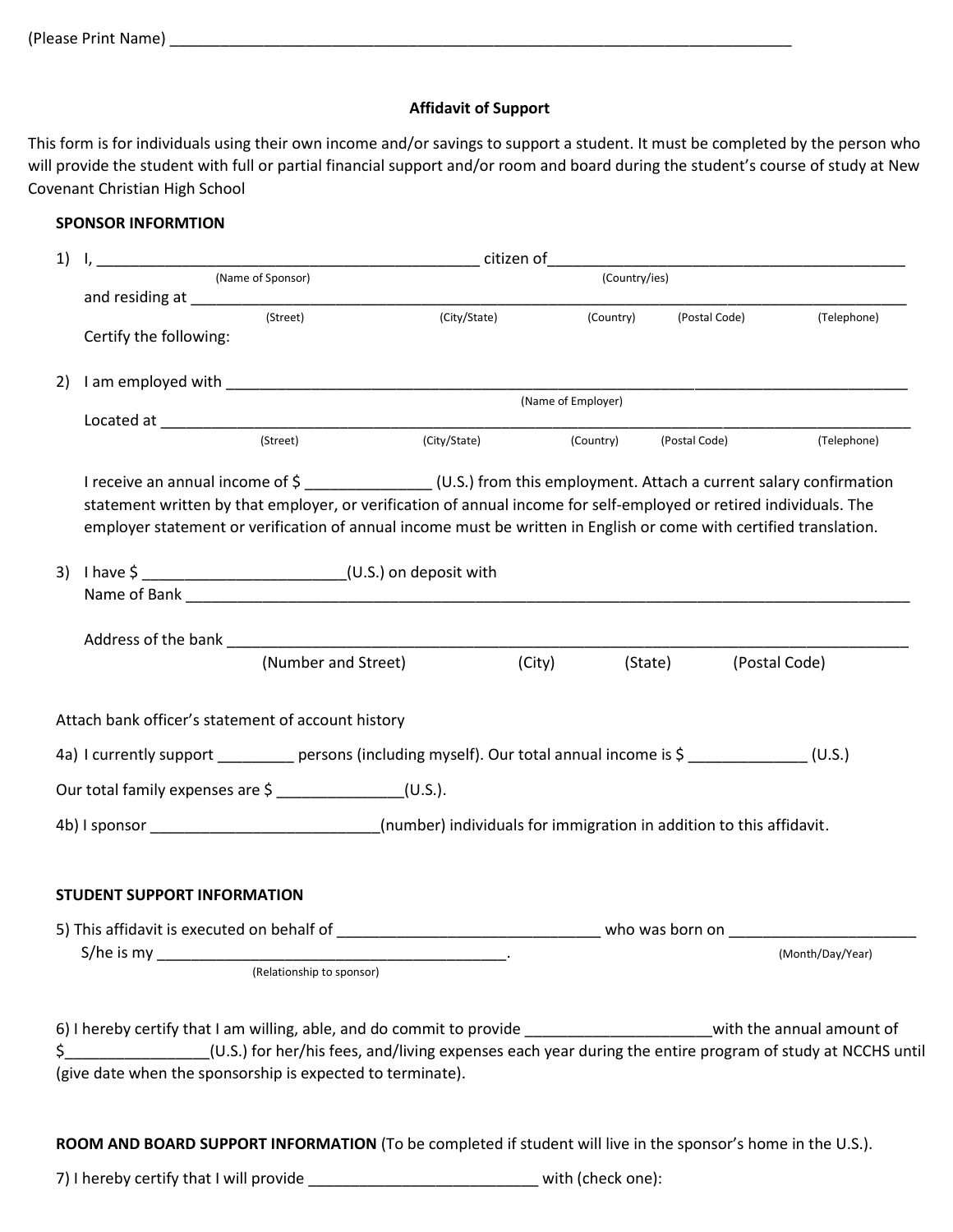(Please Print Name) ___________________________________________________________________________

## Affidavit of Support

This form is for individuals using their own income and/or savings to support a student. It must be completed by the person who will provide the student with full or partial financial support and/or room and board during the student's course of study at New Covenant Christian High School

**SPONSOR INFORMTION**

1) I, ____________________________________________ citizen of__________________________________________
(Name of Sponsor) (Country/ies)
and residing at _______________________________________________________________________________________
(Street) (City/State) (Country) (Postal Code) (Telephone)
Certify the following:

2) I am employed with ___________________________________________________________________________
(Name of Employer)
Located at _____________________________________________________________________________________
(Street) (City/State) (Country) (Postal Code) (Telephone)

I receive an annual income of $ ______________ (U.S.) from this employment. Attach a current salary confirmation statement written by that employer, or verification of annual income for self-employed or retired individuals. The employer statement or verification of annual income must be written in English or come with certified translation.

3) I have $ ________________________(U.S.) on deposit with
Name of Bank _____________________________________________________________________________________

Address of the bank __________________________________________________________________________________
(Number and Street) (City) (State) (Postal Code)

Attach bank officer's statement of account history

4a) I currently support _________ persons (including myself). Our total annual income is $ ______________ (U.S.)

Our total family expenses are $ _______________(U.S.).

4b) I sponsor __________________________(number) individuals for immigration in addition to this affidavit.

**STUDENT SUPPORT INFORMATION**

5) This affidavit is executed on behalf of ______________________________ who was born on ______________________
(Month/Day/Year)
S/he is my __________________________________________.
(Relationship to sponsor)

6) I hereby certify that I am willing, able, and do commit to provide _____________________with the annual amount of $________________(U.S.) for her/his fees, and/living expenses each year during the entire program of study at NCCHS until (give date when the sponsorship is expected to terminate).

**ROOM AND BOARD SUPPORT INFORMATION** (To be completed if student will live in the sponsor's home in the U.S.).

7) I hereby certify that I will provide ___________________________ with (check one):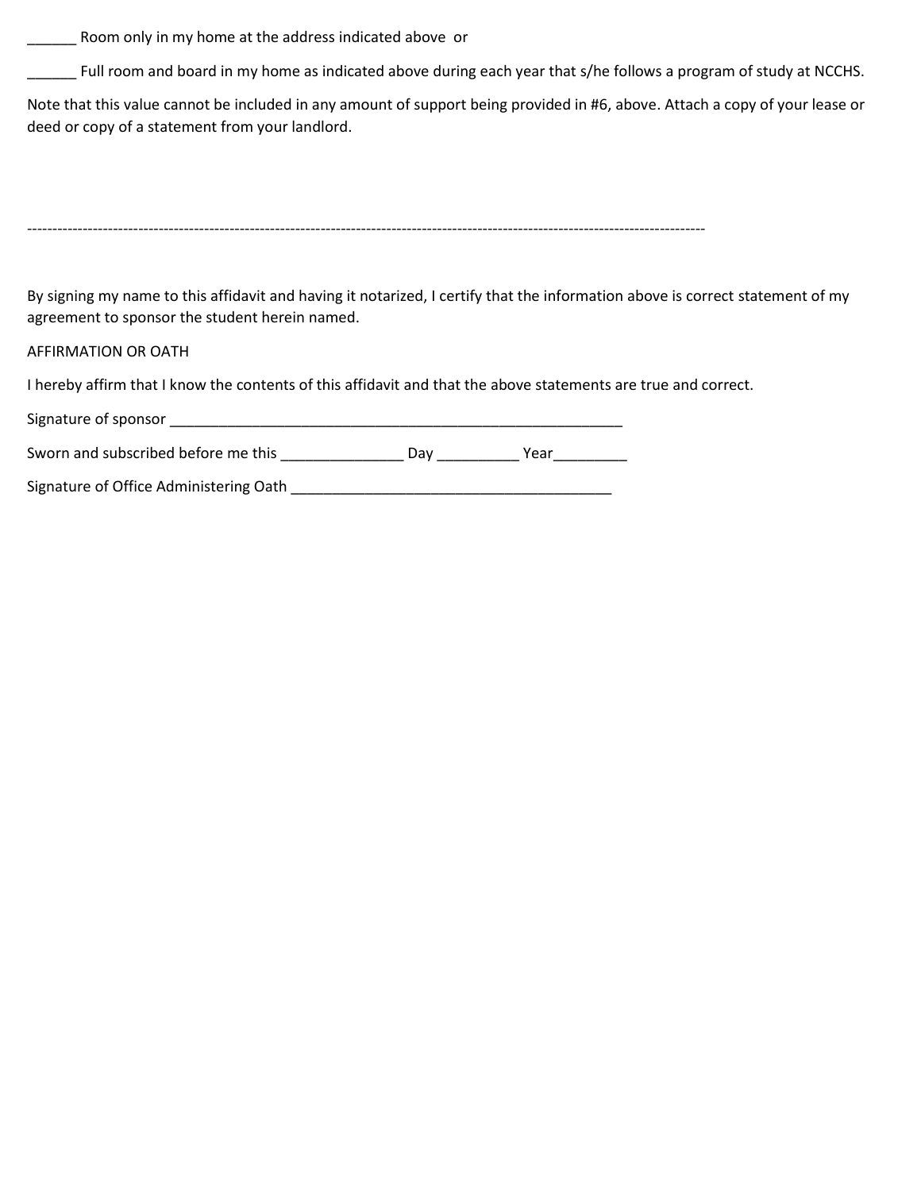______ Room only in my home at the address indicated above or

______ Full room and board in my home as indicated above during each year that s/he follows a program of study at NCCHS.

Note that this value cannot be included in any amount of support being provided in #6, above. Attach a copy of your lease or deed or copy of a statement from your landlord.

---

By signing my name to this affidavit and having it notarized, I certify that the information above is correct statement of my agreement to sponsor the student herein named.

AFFIRMATION OR OATH

I hereby affirm that I know the contents of this affidavit and that the above statements are true and correct.

Signature of sponsor ___________________________________________________________

Sworn and subscribed before me this _______________ Day __________ Year_________

Signature of Office Administering Oath _________________________________________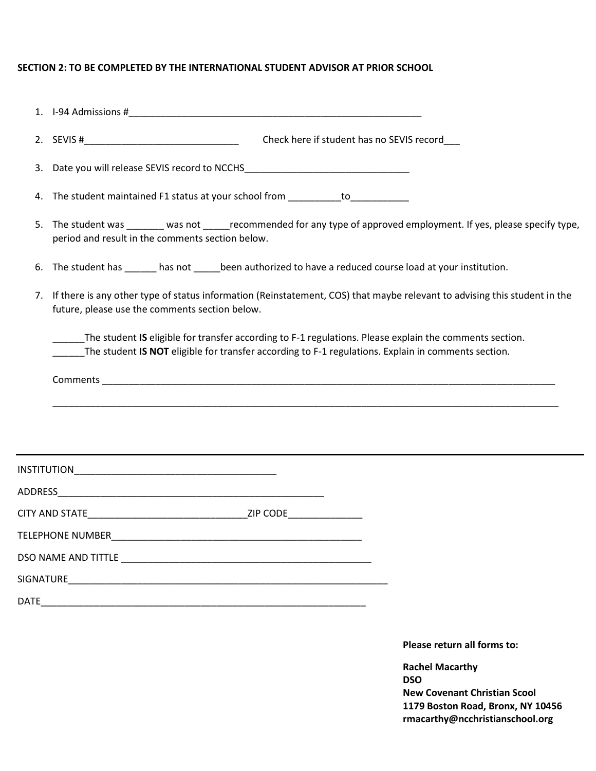**SECTION 2: TO BE COMPLETED BY THE INTERNATIONAL STUDENT ADVISOR AT PRIOR SCHOOL**

1. I-94 Admissions #___________________________________________________________
2. SEVIS #________________________________ Check here if student has no SEVIS record___
3. Date you will release SEVIS record to NCCHS__________________________________
4. The student maintained F1 status at your school from __________to___________
5. The student was _______ was not _____recommended for any type of approved employment. If yes, please specify type, period and result in the comments section below.
6. The student has ______ has not _____been authorized to have a reduced course load at your institution.
7. If there is any other type of status information (Reinstatement, COS) that maybe relevant to advising this student in the future, please use the comments section below.

   ______The student **IS** eligible for transfer according to F-1 regulations. Please explain the comments section.
   ______The student **IS NOT** eligible for transfer according to F-1 regulations. Explain in comments section.

   Comments ______________________________________________________________________________________________

   ______________________________________________________________________________________________________

---

INSTITUTION__________________________________________

ADDRESS_______________________________________________________

CITY AND STATE_________________________________ZIP CODE_______________

TELEPHONE NUMBER__________________________________________________

DSO NAME AND TITTLE ___________________________________________________

SIGNATURE___________________________________________________________________

DATE__________________________________________________________________

**Please return all forms to:**

**Rachel Macarthy**
**DSO**
**New Covenant Christian Scool**
**1179 Boston Road, Bronx, NY 10456**
**rmacarthy@ncchristianschool.org**